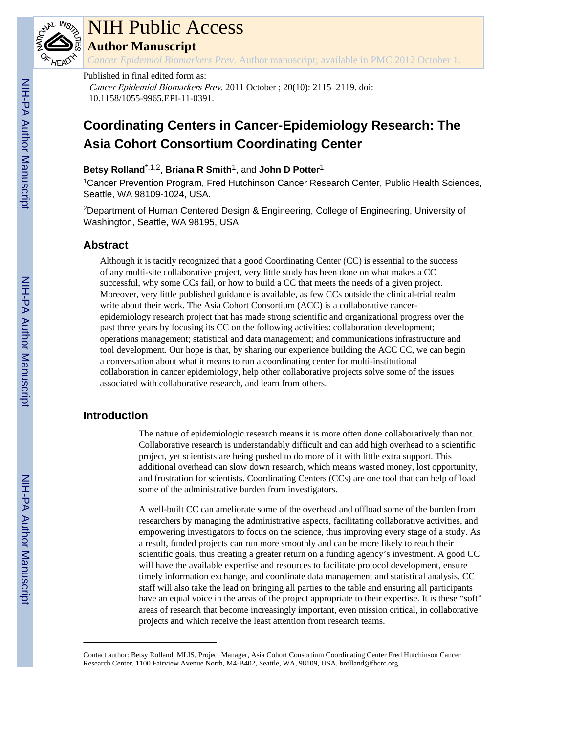# NIH Public Access

## Author Manuscript

*Cancer Epidemiol Biomarkers Prev*. Author manuscript; available in PMC 2012 October 1.

Published in final edited form as:

*Cancer Epidemiol Biomarkers Prev*. 2011 October ; 20(10): 2115–2119. doi: 10.1158/1055-9965.EPI-11-0391.

# Coordinating Centers in Cancer-Epidemiology Research: The Asia Cohort Consortium Coordinating Center

**Betsy Rolland**[*,1,2], **Briana R Smith**[1], and **John D Potter**[1]

[1]Cancer Prevention Program, Fred Hutchinson Cancer Research Center, Public Health Sciences, Seattle, WA 98109-1024, USA.

[2]Department of Human Centered Design & Engineering, College of Engineering, University of Washington, Seattle, WA 98195, USA.

## Abstract

Although it is tacitly recognized that a good Coordinating Center (CC) is essential to the success of any multi-site collaborative project, very little study has been done on what makes a CC successful, why some CCs fail, or how to build a CC that meets the needs of a given project. Moreover, very little published guidance is available, as few CCs outside the clinical-trial realm write about their work. The Asia Cohort Consortium (ACC) is a collaborative cancer-epidemiology research project that has made strong scientific and organizational progress over the past three years by focusing its CC on the following activities: collaboration development; operations management; statistical and data management; and communications infrastructure and tool development. Our hope is that, by sharing our experience building the ACC CC, we can begin a conversation about what it means to run a coordinating center for multi-institutional collaboration in cancer epidemiology, help other collaborative projects solve some of the issues associated with collaborative research, and learn from others.

## Introduction

The nature of epidemiologic research means it is more often done collaboratively than not. Collaborative research is understandably difficult and can add high overhead to a scientific project, yet scientists are being pushed to do more of it with little extra support. This additional overhead can slow down research, which means wasted money, lost opportunity, and frustration for scientists. Coordinating Centers (CCs) are one tool that can help offload some of the administrative burden from investigators.

A well-built CC can ameliorate some of the overhead and offload some of the burden from researchers by managing the administrative aspects, facilitating collaborative activities, and empowering investigators to focus on the science, thus improving every stage of a study. As a result, funded projects can run more smoothly and can be more likely to reach their scientific goals, thus creating a greater return on a funding agency's investment. A good CC will have the available expertise and resources to facilitate protocol development, ensure timely information exchange, and coordinate data management and statistical analysis. CC staff will also take the lead on bringing all parties to the table and ensuring all participants have an equal voice in the areas of the project appropriate to their expertise. It is these "soft" areas of research that become increasingly important, even mission critical, in collaborative projects and which receive the least attention from research teams.

Contact author: Betsy Rolland, MLIS, Project Manager, Asia Cohort Consortium Coordinating Center Fred Hutchinson Cancer Research Center, 1100 Fairview Avenue North, M4-B402, Seattle, WA, 98109, USA, brolland@fhcrc.org.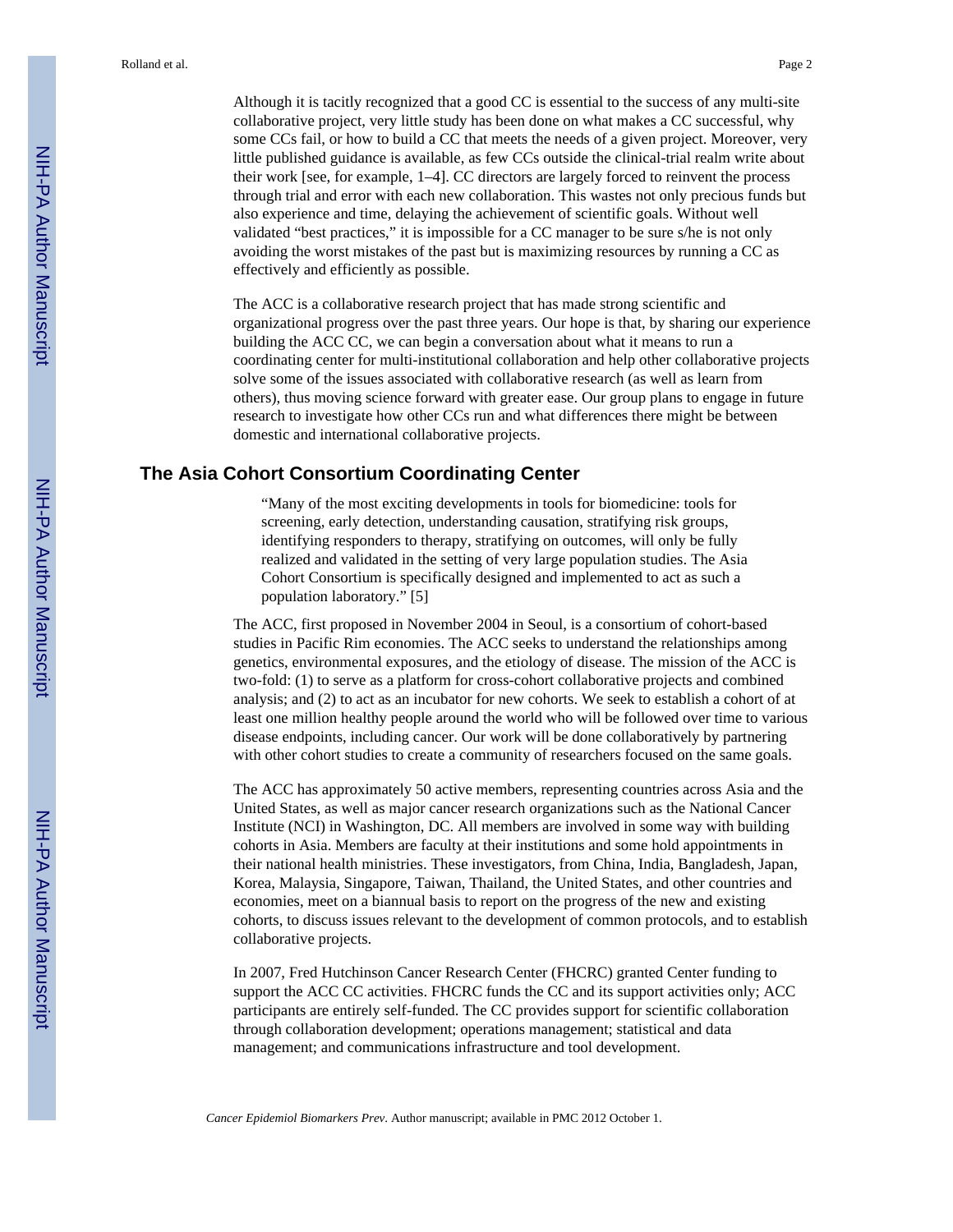Although it is tacitly recognized that a good CC is essential to the success of any multi-site collaborative project, very little study has been done on what makes a CC successful, why some CCs fail, or how to build a CC that meets the needs of a given project. Moreover, very little published guidance is available, as few CCs outside the clinical-trial realm write about their work [see, for example, 1–4]. CC directors are largely forced to reinvent the process through trial and error with each new collaboration. This wastes not only precious funds but also experience and time, delaying the achievement of scientific goals. Without well validated "best practices," it is impossible for a CC manager to be sure s/he is not only avoiding the worst mistakes of the past but is maximizing resources by running a CC as effectively and efficiently as possible.

The ACC is a collaborative research project that has made strong scientific and organizational progress over the past three years. Our hope is that, by sharing our experience building the ACC CC, we can begin a conversation about what it means to run a coordinating center for multi-institutional collaboration and help other collaborative projects solve some of the issues associated with collaborative research (as well as learn from others), thus moving science forward with greater ease. Our group plans to engage in future research to investigate how other CCs run and what differences there might be between domestic and international collaborative projects.

## The Asia Cohort Consortium Coordinating Center

> "Many of the most exciting developments in tools for biomedicine: tools for screening, early detection, understanding causation, stratifying risk groups, identifying responders to therapy, stratifying on outcomes, will only be fully realized and validated in the setting of very large population studies. The Asia Cohort Consortium is specifically designed and implemented to act as such a population laboratory." [5]

The ACC, first proposed in November 2004 in Seoul, is a consortium of cohort-based studies in Pacific Rim economies. The ACC seeks to understand the relationships among genetics, environmental exposures, and the etiology of disease. The mission of the ACC is two-fold: (1) to serve as a platform for cross-cohort collaborative projects and combined analysis; and (2) to act as an incubator for new cohorts. We seek to establish a cohort of at least one million healthy people around the world who will be followed over time to various disease endpoints, including cancer. Our work will be done collaboratively by partnering with other cohort studies to create a community of researchers focused on the same goals.

The ACC has approximately 50 active members, representing countries across Asia and the United States, as well as major cancer research organizations such as the National Cancer Institute (NCI) in Washington, DC. All members are involved in some way with building cohorts in Asia. Members are faculty at their institutions and some hold appointments in their national health ministries. These investigators, from China, India, Bangladesh, Japan, Korea, Malaysia, Singapore, Taiwan, Thailand, the United States, and other countries and economies, meet on a biannual basis to report on the progress of the new and existing cohorts, to discuss issues relevant to the development of common protocols, and to establish collaborative projects.

In 2007, Fred Hutchinson Cancer Research Center (FHCRC) granted Center funding to support the ACC CC activities. FHCRC funds the CC and its support activities only; ACC participants are entirely self-funded. The CC provides support for scientific collaboration through collaboration development; operations management; statistical and data management; and communications infrastructure and tool development.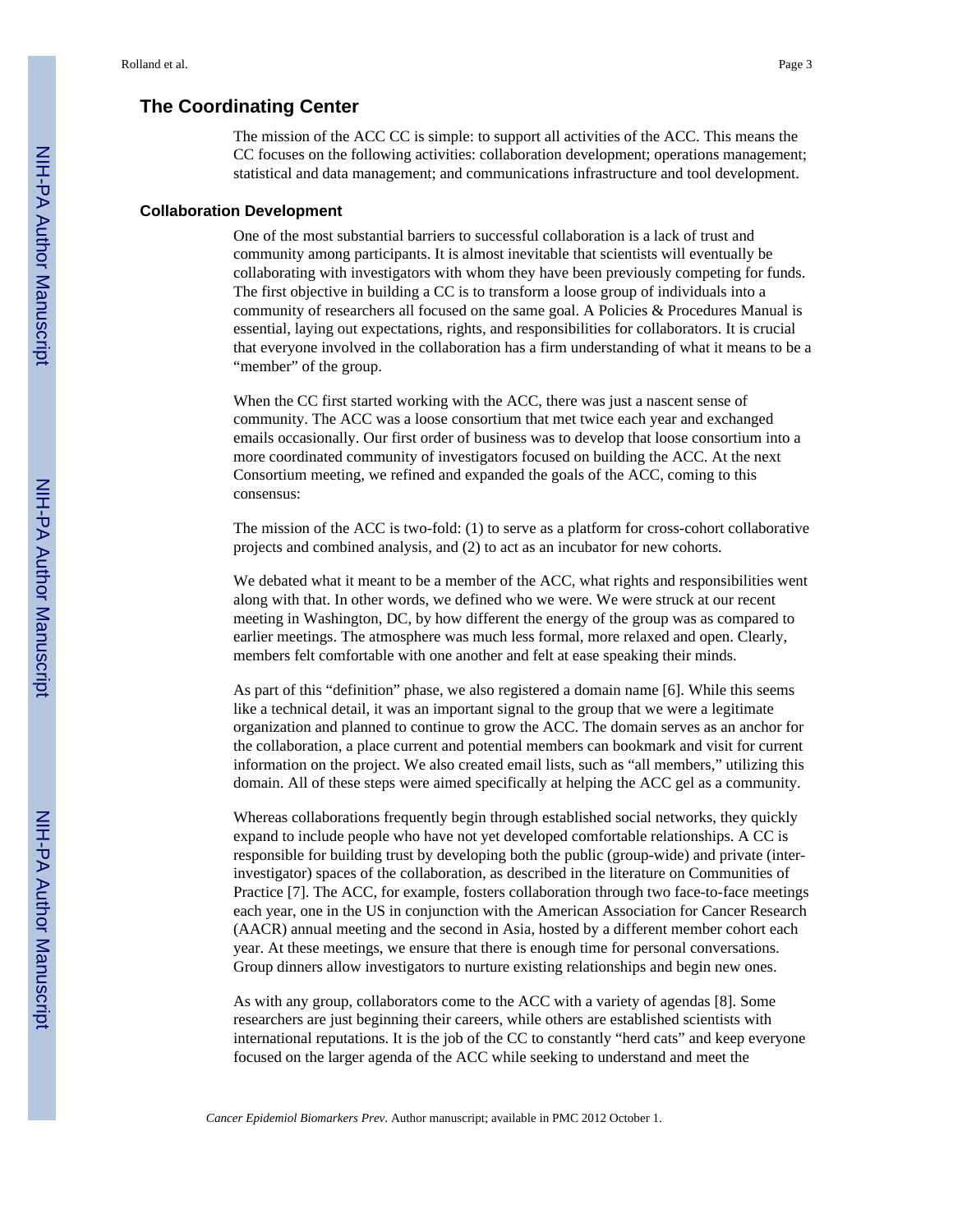## The Coordinating Center

The mission of the ACC CC is simple: to support all activities of the ACC. This means the CC focuses on the following activities: collaboration development; operations management; statistical and data management; and communications infrastructure and tool development.

### Collaboration Development

One of the most substantial barriers to successful collaboration is a lack of trust and community among participants. It is almost inevitable that scientists will eventually be collaborating with investigators with whom they have been previously competing for funds. The first objective in building a CC is to transform a loose group of individuals into a community of researchers all focused on the same goal. A Policies & Procedures Manual is essential, laying out expectations, rights, and responsibilities for collaborators. It is crucial that everyone involved in the collaboration has a firm understanding of what it means to be a "member" of the group.

When the CC first started working with the ACC, there was just a nascent sense of community. The ACC was a loose consortium that met twice each year and exchanged emails occasionally. Our first order of business was to develop that loose consortium into a more coordinated community of investigators focused on building the ACC. At the next Consortium meeting, we refined and expanded the goals of the ACC, coming to this consensus:

The mission of the ACC is two-fold: (1) to serve as a platform for cross-cohort collaborative projects and combined analysis, and (2) to act as an incubator for new cohorts.

We debated what it meant to be a member of the ACC, what rights and responsibilities went along with that. In other words, we defined who we were. We were struck at our recent meeting in Washington, DC, by how different the energy of the group was as compared to earlier meetings. The atmosphere was much less formal, more relaxed and open. Clearly, members felt comfortable with one another and felt at ease speaking their minds.

As part of this "definition" phase, we also registered a domain name [6]. While this seems like a technical detail, it was an important signal to the group that we were a legitimate organization and planned to continue to grow the ACC. The domain serves as an anchor for the collaboration, a place current and potential members can bookmark and visit for current information on the project. We also created email lists, such as "all members," utilizing this domain. All of these steps were aimed specifically at helping the ACC gel as a community.

Whereas collaborations frequently begin through established social networks, they quickly expand to include people who have not yet developed comfortable relationships. A CC is responsible for building trust by developing both the public (group-wide) and private (inter-investigator) spaces of the collaboration, as described in the literature on Communities of Practice [7]. The ACC, for example, fosters collaboration through two face-to-face meetings each year, one in the US in conjunction with the American Association for Cancer Research (AACR) annual meeting and the second in Asia, hosted by a different member cohort each year. At these meetings, we ensure that there is enough time for personal conversations. Group dinners allow investigators to nurture existing relationships and begin new ones.

As with any group, collaborators come to the ACC with a variety of agendas [8]. Some researchers are just beginning their careers, while others are established scientists with international reputations. It is the job of the CC to constantly "herd cats" and keep everyone focused on the larger agenda of the ACC while seeking to understand and meet the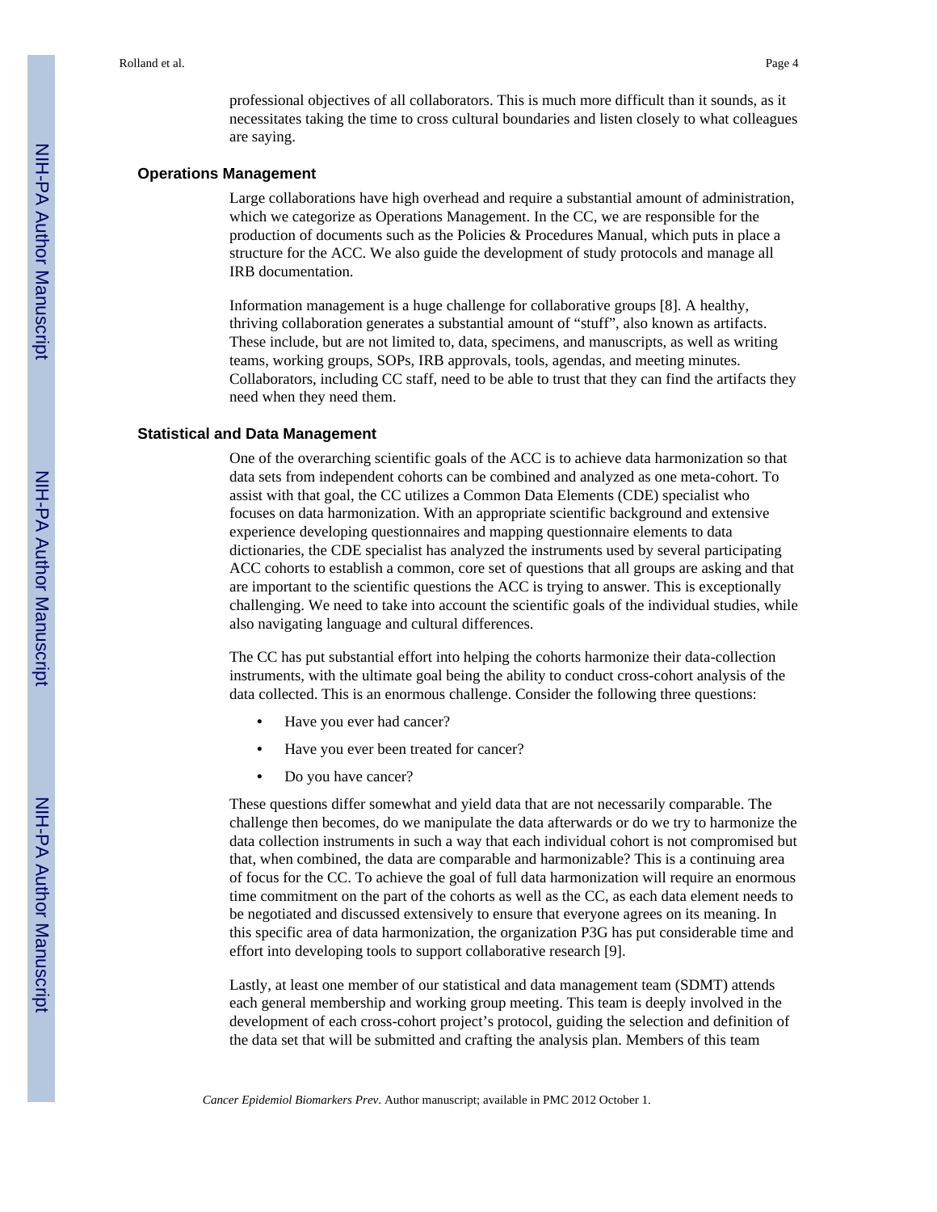professional objectives of all collaborators. This is much more difficult than it sounds, as it necessitates taking the time to cross cultural boundaries and listen closely to what colleagues are saying.

### Operations Management

Large collaborations have high overhead and require a substantial amount of administration, which we categorize as Operations Management. In the CC, we are responsible for the production of documents such as the Policies & Procedures Manual, which puts in place a structure for the ACC. We also guide the development of study protocols and manage all IRB documentation.

Information management is a huge challenge for collaborative groups [8]. A healthy, thriving collaboration generates a substantial amount of "stuff", also known as artifacts. These include, but are not limited to, data, specimens, and manuscripts, as well as writing teams, working groups, SOPs, IRB approvals, tools, agendas, and meeting minutes. Collaborators, including CC staff, need to be able to trust that they can find the artifacts they need when they need them.

### Statistical and Data Management

One of the overarching scientific goals of the ACC is to achieve data harmonization so that data sets from independent cohorts can be combined and analyzed as one meta-cohort. To assist with that goal, the CC utilizes a Common Data Elements (CDE) specialist who focuses on data harmonization. With an appropriate scientific background and extensive experience developing questionnaires and mapping questionnaire elements to data dictionaries, the CDE specialist has analyzed the instruments used by several participating ACC cohorts to establish a common, core set of questions that all groups are asking and that are important to the scientific questions the ACC is trying to answer. This is exceptionally challenging. We need to take into account the scientific goals of the individual studies, while also navigating language and cultural differences.

The CC has put substantial effort into helping the cohorts harmonize their data-collection instruments, with the ultimate goal being the ability to conduct cross-cohort analysis of the data collected. This is an enormous challenge. Consider the following three questions:

- Have you ever had cancer?
- Have you ever been treated for cancer?
- Do you have cancer?

These questions differ somewhat and yield data that are not necessarily comparable. The challenge then becomes, do we manipulate the data afterwards or do we try to harmonize the data collection instruments in such a way that each individual cohort is not compromised but that, when combined, the data are comparable and harmonizable? This is a continuing area of focus for the CC. To achieve the goal of full data harmonization will require an enormous time commitment on the part of the cohorts as well as the CC, as each data element needs to be negotiated and discussed extensively to ensure that everyone agrees on its meaning. In this specific area of data harmonization, the organization P3G has put considerable time and effort into developing tools to support collaborative research [9].

Lastly, at least one member of our statistical and data management team (SDMT) attends each general membership and working group meeting. This team is deeply involved in the development of each cross-cohort project's protocol, guiding the selection and definition of the data set that will be submitted and crafting the analysis plan. Members of this team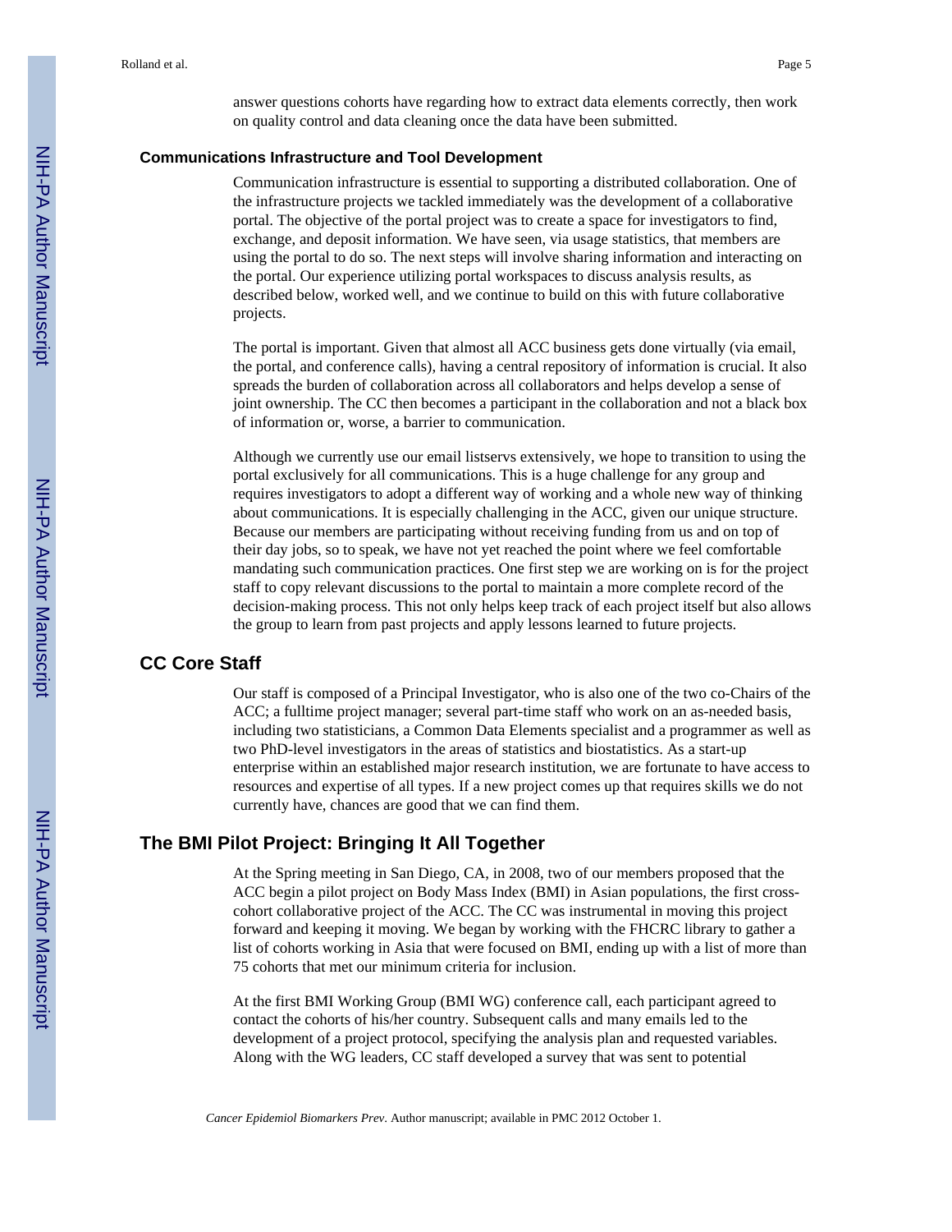answer questions cohorts have regarding how to extract data elements correctly, then work on quality control and data cleaning once the data have been submitted.

### Communications Infrastructure and Tool Development

Communication infrastructure is essential to supporting a distributed collaboration. One of the infrastructure projects we tackled immediately was the development of a collaborative portal. The objective of the portal project was to create a space for investigators to find, exchange, and deposit information. We have seen, via usage statistics, that members are using the portal to do so. The next steps will involve sharing information and interacting on the portal. Our experience utilizing portal workspaces to discuss analysis results, as described below, worked well, and we continue to build on this with future collaborative projects.

The portal is important. Given that almost all ACC business gets done virtually (via email, the portal, and conference calls), having a central repository of information is crucial. It also spreads the burden of collaboration across all collaborators and helps develop a sense of joint ownership. The CC then becomes a participant in the collaboration and not a black box of information or, worse, a barrier to communication.

Although we currently use our email listservs extensively, we hope to transition to using the portal exclusively for all communications. This is a huge challenge for any group and requires investigators to adopt a different way of working and a whole new way of thinking about communications. It is especially challenging in the ACC, given our unique structure. Because our members are participating without receiving funding from us and on top of their day jobs, so to speak, we have not yet reached the point where we feel comfortable mandating such communication practices. One first step we are working on is for the project staff to copy relevant discussions to the portal to maintain a more complete record of the decision-making process. This not only helps keep track of each project itself but also allows the group to learn from past projects and apply lessons learned to future projects.

## CC Core Staff

Our staff is composed of a Principal Investigator, who is also one of the two co-Chairs of the ACC; a fulltime project manager; several part-time staff who work on an as-needed basis, including two statisticians, a Common Data Elements specialist and a programmer as well as two PhD-level investigators in the areas of statistics and biostatistics. As a start-up enterprise within an established major research institution, we are fortunate to have access to resources and expertise of all types. If a new project comes up that requires skills we do not currently have, chances are good that we can find them.

## The BMI Pilot Project: Bringing It All Together

At the Spring meeting in San Diego, CA, in 2008, two of our members proposed that the ACC begin a pilot project on Body Mass Index (BMI) in Asian populations, the first cross-cohort collaborative project of the ACC. The CC was instrumental in moving this project forward and keeping it moving. We began by working with the FHCRC library to gather a list of cohorts working in Asia that were focused on BMI, ending up with a list of more than 75 cohorts that met our minimum criteria for inclusion.

At the first BMI Working Group (BMI WG) conference call, each participant agreed to contact the cohorts of his/her country. Subsequent calls and many emails led to the development of a project protocol, specifying the analysis plan and requested variables. Along with the WG leaders, CC staff developed a survey that was sent to potential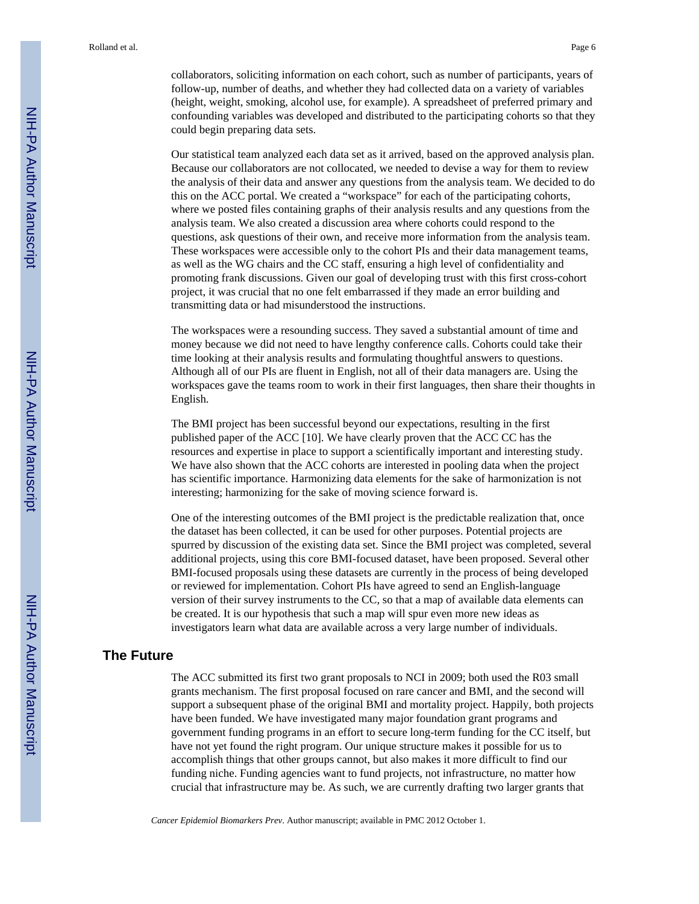collaborators, soliciting information on each cohort, such as number of participants, years of follow-up, number of deaths, and whether they had collected data on a variety of variables (height, weight, smoking, alcohol use, for example). A spreadsheet of preferred primary and confounding variables was developed and distributed to the participating cohorts so that they could begin preparing data sets.

Our statistical team analyzed each data set as it arrived, based on the approved analysis plan. Because our collaborators are not collocated, we needed to devise a way for them to review the analysis of their data and answer any questions from the analysis team. We decided to do this on the ACC portal. We created a “workspace” for each of the participating cohorts, where we posted files containing graphs of their analysis results and any questions from the analysis team. We also created a discussion area where cohorts could respond to the questions, ask questions of their own, and receive more information from the analysis team. These workspaces were accessible only to the cohort PIs and their data management teams, as well as the WG chairs and the CC staff, ensuring a high level of confidentiality and promoting frank discussions. Given our goal of developing trust with this first cross-cohort project, it was crucial that no one felt embarrassed if they made an error building and transmitting data or had misunderstood the instructions.

The workspaces were a resounding success. They saved a substantial amount of time and money because we did not need to have lengthy conference calls. Cohorts could take their time looking at their analysis results and formulating thoughtful answers to questions. Although all of our PIs are fluent in English, not all of their data managers are. Using the workspaces gave the teams room to work in their first languages, then share their thoughts in English.

The BMI project has been successful beyond our expectations, resulting in the first published paper of the ACC [10]. We have clearly proven that the ACC CC has the resources and expertise in place to support a scientifically important and interesting study. We have also shown that the ACC cohorts are interested in pooling data when the project has scientific importance. Harmonizing data elements for the sake of harmonization is not interesting; harmonizing for the sake of moving science forward is.

One of the interesting outcomes of the BMI project is the predictable realization that, once the dataset has been collected, it can be used for other purposes. Potential projects are spurred by discussion of the existing data set. Since the BMI project was completed, several additional projects, using this core BMI-focused dataset, have been proposed. Several other BMI-focused proposals using these datasets are currently in the process of being developed or reviewed for implementation. Cohort PIs have agreed to send an English-language version of their survey instruments to the CC, so that a map of available data elements can be created. It is our hypothesis that such a map will spur even more new ideas as investigators learn what data are available across a very large number of individuals.

## The Future

The ACC submitted its first two grant proposals to NCI in 2009; both used the R03 small grants mechanism. The first proposal focused on rare cancer and BMI, and the second will support a subsequent phase of the original BMI and mortality project. Happily, both projects have been funded. We have investigated many major foundation grant programs and government funding programs in an effort to secure long-term funding for the CC itself, but have not yet found the right program. Our unique structure makes it possible for us to accomplish things that other groups cannot, but also makes it more difficult to find our funding niche. Funding agencies want to fund projects, not infrastructure, no matter how crucial that infrastructure may be. As such, we are currently drafting two larger grants that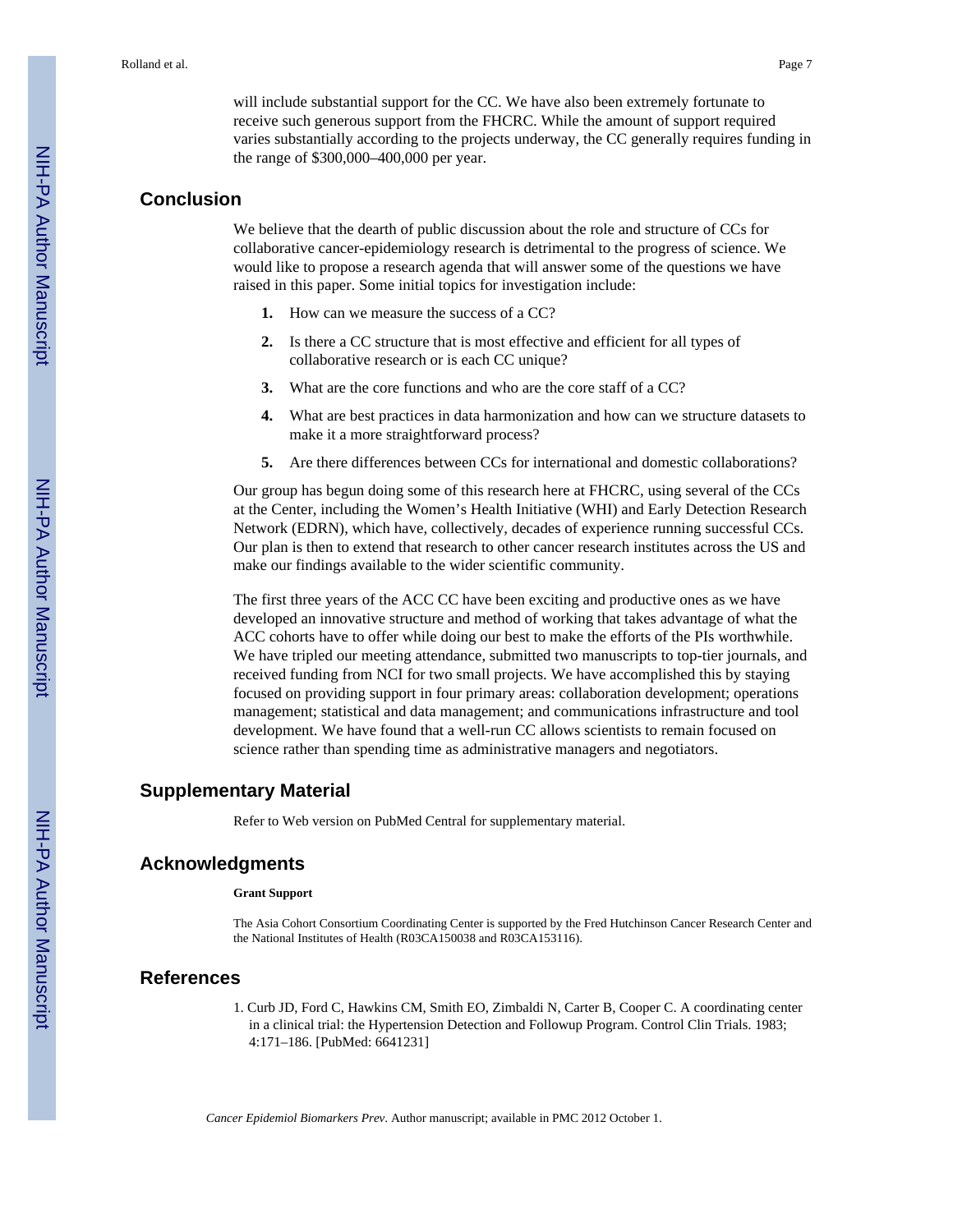will include substantial support for the CC. We have also been extremely fortunate to receive such generous support from the FHCRC. While the amount of support required varies substantially according to the projects underway, the CC generally requires funding in the range of $300,000–400,000 per year.

## Conclusion

We believe that the dearth of public discussion about the role and structure of CCs for collaborative cancer-epidemiology research is detrimental to the progress of science. We would like to propose a research agenda that will answer some of the questions we have raised in this paper. Some initial topics for investigation include:

1. How can we measure the success of a CC?
2. Is there a CC structure that is most effective and efficient for all types of collaborative research or is each CC unique?
3. What are the core functions and who are the core staff of a CC?
4. What are best practices in data harmonization and how can we structure datasets to make it a more straightforward process?
5. Are there differences between CCs for international and domestic collaborations?

Our group has begun doing some of this research here at FHCRC, using several of the CCs at the Center, including the Women's Health Initiative (WHI) and Early Detection Research Network (EDRN), which have, collectively, decades of experience running successful CCs. Our plan is then to extend that research to other cancer research institutes across the US and make our findings available to the wider scientific community.

The first three years of the ACC CC have been exciting and productive ones as we have developed an innovative structure and method of working that takes advantage of what the ACC cohorts have to offer while doing our best to make the efforts of the PIs worthwhile. We have tripled our meeting attendance, submitted two manuscripts to top-tier journals, and received funding from NCI for two small projects. We have accomplished this by staying focused on providing support in four primary areas: collaboration development; operations management; statistical and data management; and communications infrastructure and tool development. We have found that a well-run CC allows scientists to remain focused on science rather than spending time as administrative managers and negotiators.

## Supplementary Material

Refer to Web version on PubMed Central for supplementary material.

## Acknowledgments

**Grant Support**

The Asia Cohort Consortium Coordinating Center is supported by the Fred Hutchinson Cancer Research Center and the National Institutes of Health (R03CA150038 and R03CA153116).

## References

1. Curb JD, Ford C, Hawkins CM, Smith EO, Zimbaldi N, Carter B, Cooper C. A coordinating center in a clinical trial: the Hypertension Detection and Followup Program. Control Clin Trials. 1983; 4:171–186. [PubMed: 6641231]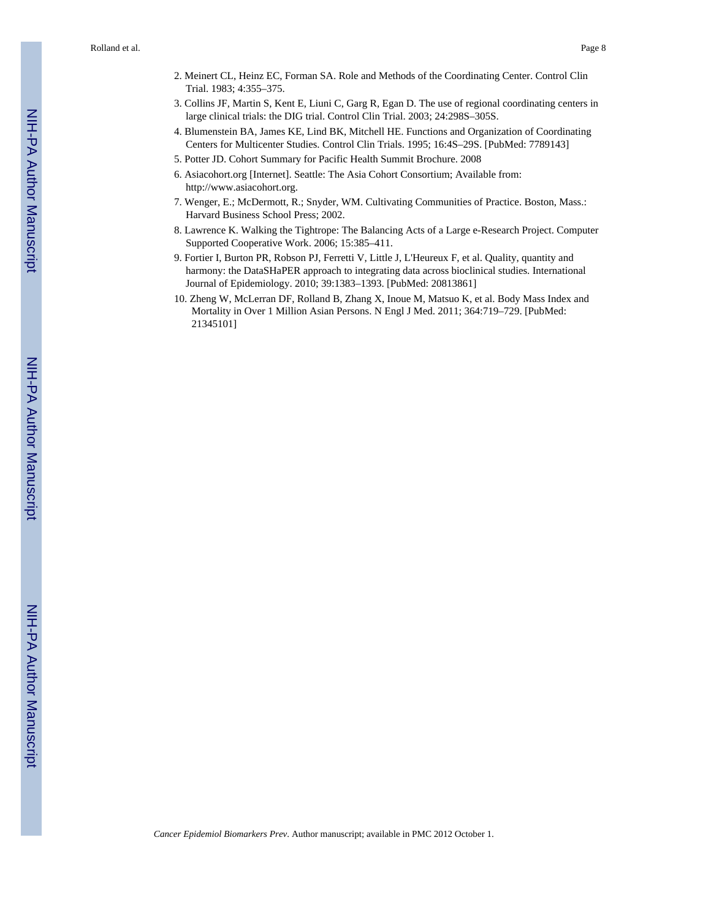2. Meinert CL, Heinz EC, Forman SA. Role and Methods of the Coordinating Center. Control Clin Trial. 1983; 4:355–375.
3. Collins JF, Martin S, Kent E, Liuni C, Garg R, Egan D. The use of regional coordinating centers in large clinical trials: the DIG trial. Control Clin Trial. 2003; 24:298S–305S.
4. Blumenstein BA, James KE, Lind BK, Mitchell HE. Functions and Organization of Coordinating Centers for Multicenter Studies. Control Clin Trials. 1995; 16:4S–29S. [PubMed: 7789143]
5. Potter JD. Cohort Summary for Pacific Health Summit Brochure. 2008
6. Asiacohort.org [Internet]. Seattle: The Asia Cohort Consortium; Available from: http://www.asiacohort.org.
7. Wenger, E.; McDermott, R.; Snyder, WM. Cultivating Communities of Practice. Boston, Mass.: Harvard Business School Press; 2002.
8. Lawrence K. Walking the Tightrope: The Balancing Acts of a Large e-Research Project. Computer Supported Cooperative Work. 2006; 15:385–411.
9. Fortier I, Burton PR, Robson PJ, Ferretti V, Little J, L'Heureux F, et al. Quality, quantity and harmony: the DataSHaPER approach to integrating data across bioclinical studies. International Journal of Epidemiology. 2010; 39:1383–1393. [PubMed: 20813861]
10. Zheng W, McLerran DF, Rolland B, Zhang X, Inoue M, Matsuo K, et al. Body Mass Index and Mortality in Over 1 Million Asian Persons. N Engl J Med. 2011; 364:719–729. [PubMed: 21345101]